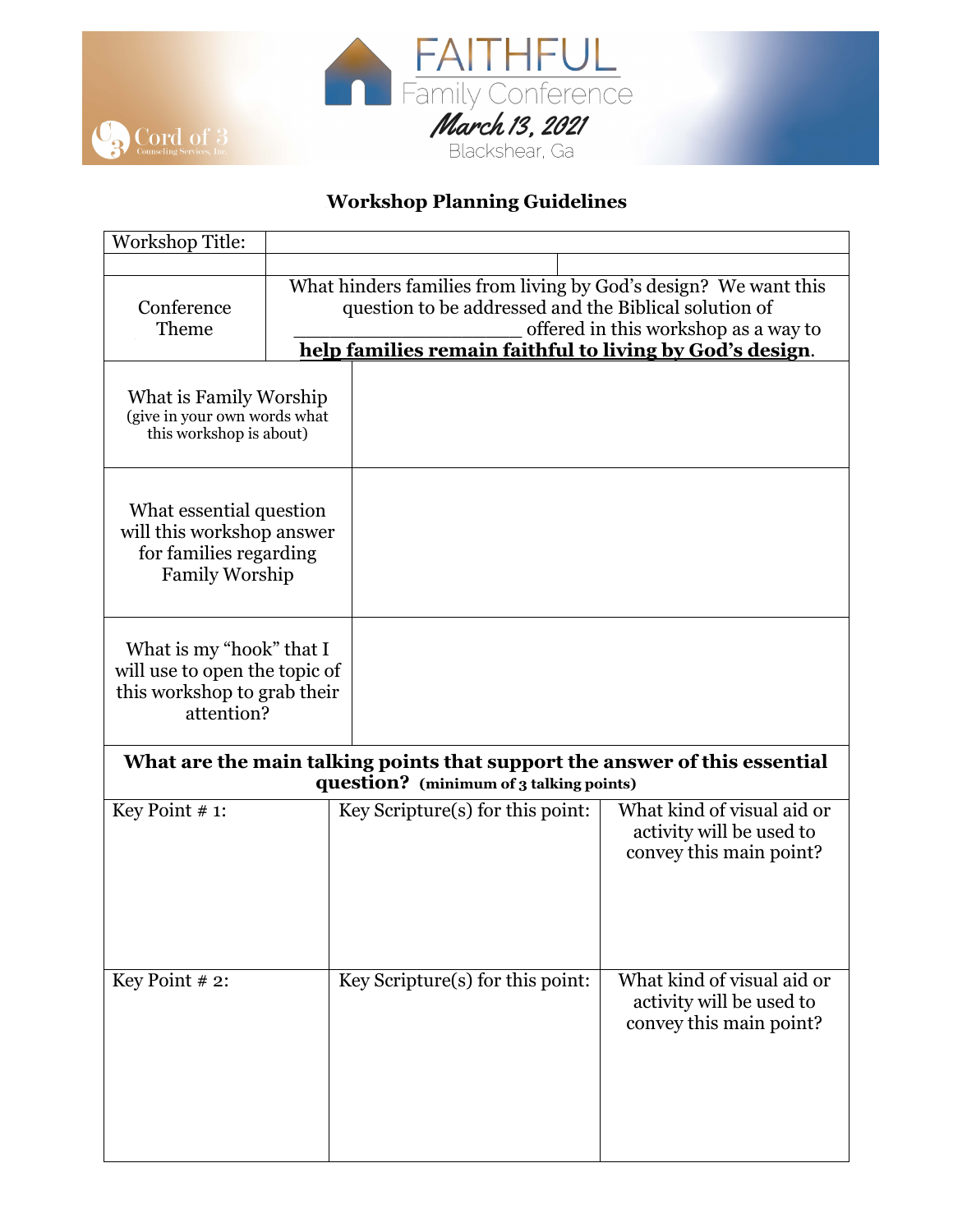FAITHFUL

Family Conference

March 13, 2021

Blackshear, Ga

Cord of 3 Counseling Services, Inc.

## Workshop Planning Guidelines

| Workshop Title: | | |
|---|---|---|
| | | |
| Conference Theme | What hinders families from living by God's design? We want this question to be addressed and the Biblical solution of ____________________ offered in this workshop as a way to **help families remain faithful to living by God's design**. | |
| What is Family Worship (give in your own words what this workshop is about) | | |
| What essential question will this workshop answer for families regarding Family Worship | | |
| What is my "hook" that I will use to open the topic of this workshop to grab their attention? | | |

**What are the main talking points that support the answer of this essential question? (minimum of 3 talking points)**

| Key Point # 1: | Key Scripture(s) for this point: | What kind of visual aid or activity will be used to convey this main point? |
|---|---|---|
| Key Point # 2: | Key Scripture(s) for this point: | What kind of visual aid or activity will be used to convey this main point? |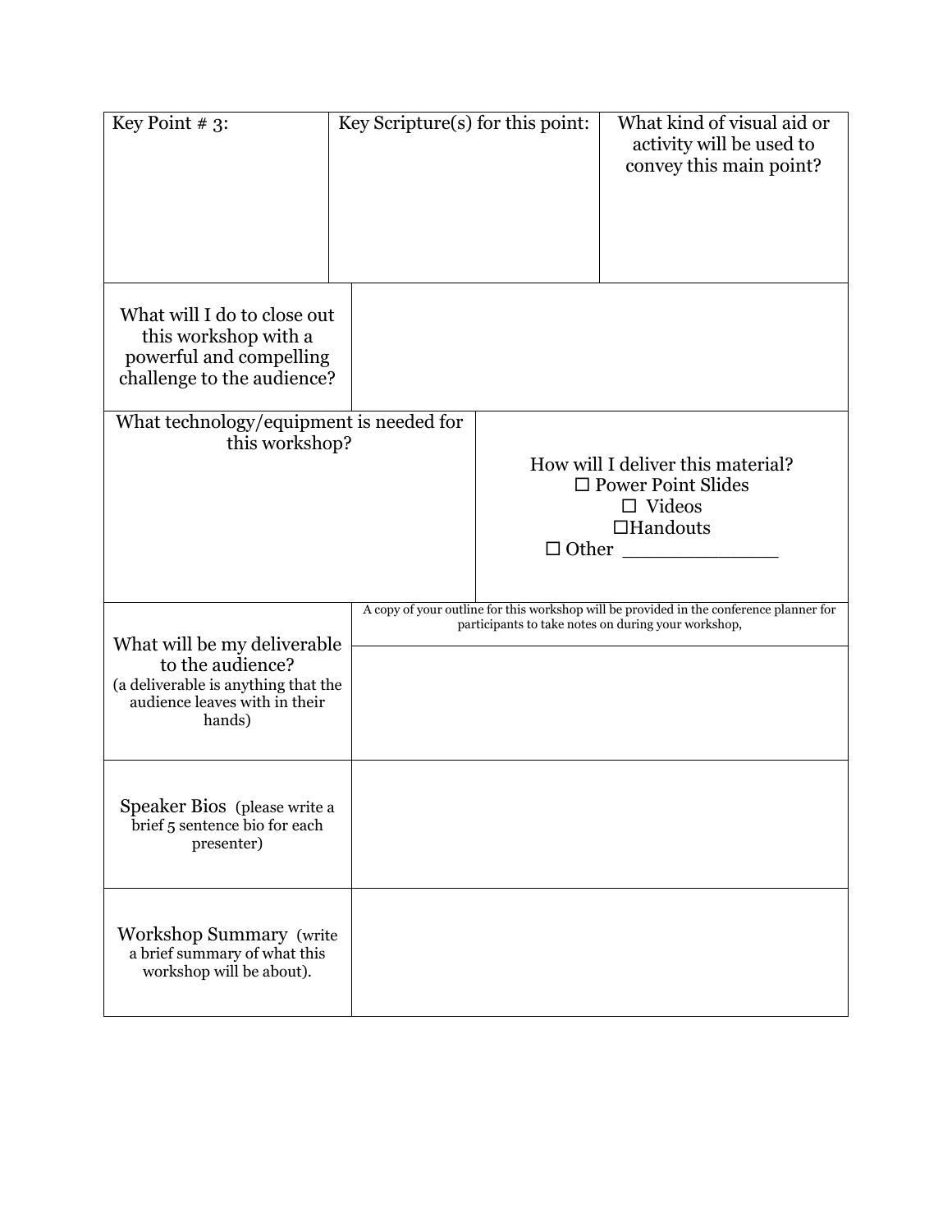| Key Point # 3: | Key Scripture(s) for this point: | What kind of visual aid or activity will be used to convey this main point? |
| --- | --- | --- |
| | | |

| | |
| --- | --- |
| What will I do to close out this workshop with a powerful and compelling challenge to the audience? | |

| What technology/equipment is needed for this workshop? | How will I deliver this material?<br>☐ Power Point Slides<br>☐ Videos<br>☐Handouts<br>☐ Other _____________ |
| --- | --- |
| | |

| | |
| --- | --- |
| What will be my deliverable to the audience?<br>(a deliverable is anything that the audience leaves with in their hands) | A copy of your outline for this workshop will be provided in the conference planner for participants to take notes on during your workshop, |
| Speaker Bios (please write a brief 5 sentence bio for each presenter) | |
| Workshop Summary (write a brief summary of what this workshop will be about). | |